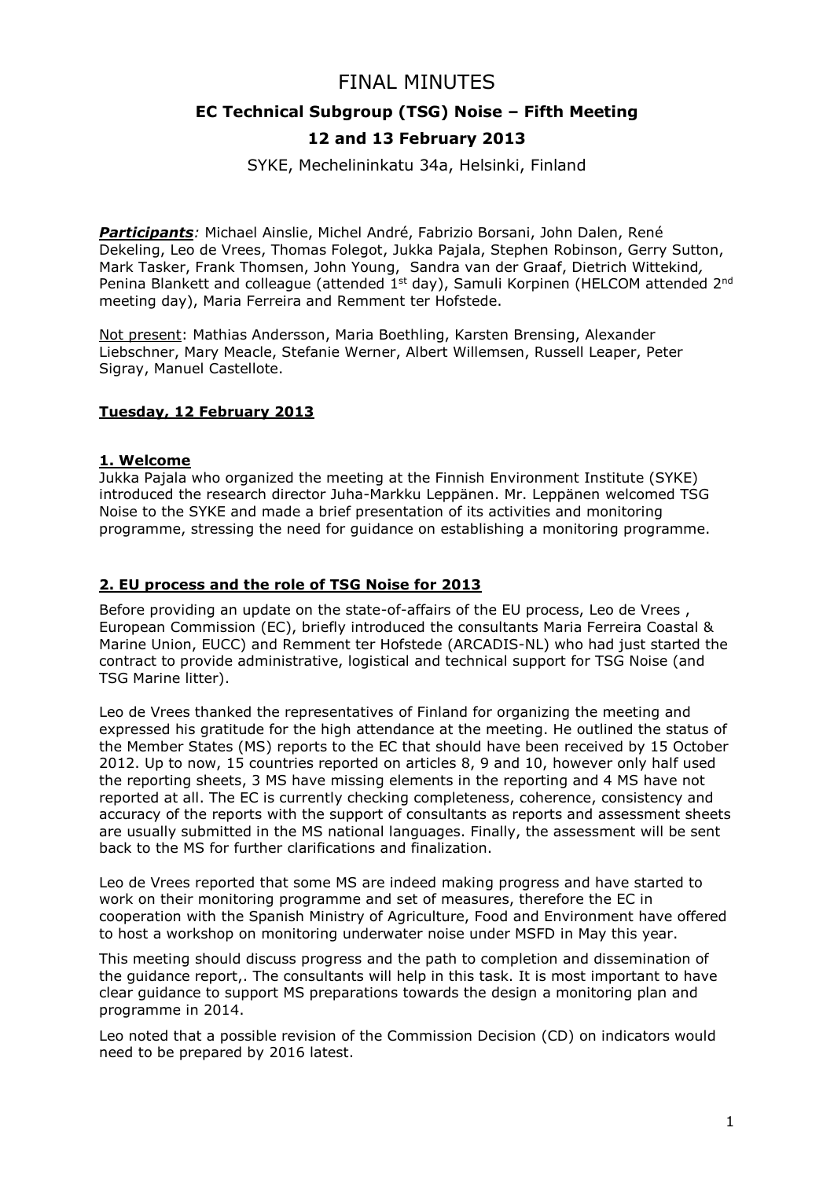# FINAL MINUTES

## EC Technical Subgroup (TSG) Noise – Fifth Meeting

## 12 and 13 February 2013

SYKE, Mechelininkatu 34a, Helsinki, Finland

***Participants***: Michael Ainslie, Michel André, Fabrizio Borsani, John Dalen, René Dekeling, Leo de Vrees, Thomas Folegot, Jukka Pajala, Stephen Robinson, Gerry Sutton, Mark Tasker, Frank Thomsen, John Young, Sandra van der Graaf, Dietrich Wittekind, Penina Blankett and colleague (attended 1st day), Samuli Korpinen (HELCOM attended 2nd meeting day), Maria Ferreira and Remment ter Hofstede.

Not present: Mathias Andersson, Maria Boethling, Karsten Brensing, Alexander Liebschner, Mary Meacle, Stefanie Werner, Albert Willemsen, Russell Leaper, Peter Sigray, Manuel Castellote.

**Tuesday, 12 February 2013**

**1. Welcome**

Jukka Pajala who organized the meeting at the Finnish Environment Institute (SYKE) introduced the research director Juha-Markku Leppänen. Mr. Leppänen welcomed TSG Noise to the SYKE and made a brief presentation of its activities and monitoring programme, stressing the need for guidance on establishing a monitoring programme.

**2. EU process and the role of TSG Noise for 2013**

Before providing an update on the state-of-affairs of the EU process, Leo de Vrees , European Commission (EC), briefly introduced the consultants Maria Ferreira Coastal & Marine Union, EUCC) and Remment ter Hofstede (ARCADIS-NL) who had just started the contract to provide administrative, logistical and technical support for TSG Noise (and TSG Marine litter).

Leo de Vrees thanked the representatives of Finland for organizing the meeting and expressed his gratitude for the high attendance at the meeting. He outlined the status of the Member States (MS) reports to the EC that should have been received by 15 October 2012. Up to now, 15 countries reported on articles 8, 9 and 10, however only half used the reporting sheets, 3 MS have missing elements in the reporting and 4 MS have not reported at all. The EC is currently checking completeness, coherence, consistency and accuracy of the reports with the support of consultants as reports and assessment sheets are usually submitted in the MS national languages. Finally, the assessment will be sent back to the MS for further clarifications and finalization.

Leo de Vrees reported that some MS are indeed making progress and have started to work on their monitoring programme and set of measures, therefore the EC in cooperation with the Spanish Ministry of Agriculture, Food and Environment have offered to host a workshop on monitoring underwater noise under MSFD in May this year.

This meeting should discuss progress and the path to completion and dissemination of the guidance report,. The consultants will help in this task. It is most important to have clear guidance to support MS preparations towards the design a monitoring plan and programme in 2014.

Leo noted that a possible revision of the Commission Decision (CD) on indicators would need to be prepared by 2016 latest.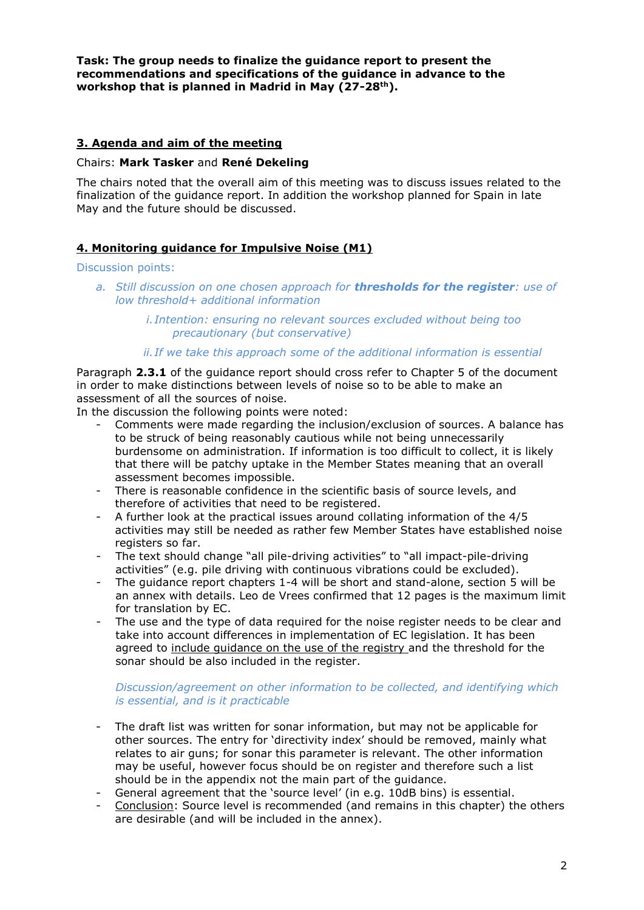**Task: The group needs to finalize the guidance report to present the recommendations and specifications of the guidance in advance to the workshop that is planned in Madrid in May (27-28th).**

## 3. Agenda and aim of the meeting

Chairs: **Mark Tasker** and **René Dekeling**

The chairs noted that the overall aim of this meeting was to discuss issues related to the finalization of the guidance report. In addition the workshop planned for Spain in late May and the future should be discussed.

## 4. Monitoring guidance for Impulsive Noise (M1)

Discussion points:

a. *Still discussion on one chosen approach for **thresholds for the register**: use of low threshold+ additional information*

   i. *Intention: ensuring no relevant sources excluded without being too precautionary (but conservative)*

   ii. *If we take this approach some of the additional information is essential*

Paragraph **2.3.1** of the guidance report should cross refer to Chapter 5 of the document in order to make distinctions between levels of noise so to be able to make an assessment of all the sources of noise.
In the discussion the following points were noted:

- Comments were made regarding the inclusion/exclusion of sources. A balance has to be struck of being reasonably cautious while not being unnecessarily burdensome on administration. If information is too difficult to collect, it is likely that there will be patchy uptake in the Member States meaning that an overall assessment becomes impossible.
- There is reasonable confidence in the scientific basis of source levels, and therefore of activities that need to be registered.
- A further look at the practical issues around collating information of the 4/5 activities may still be needed as rather few Member States have established noise registers so far.
- The text should change "all pile-driving activities" to "all impact-pile-driving activities" (e.g. pile driving with continuous vibrations could be excluded).
- The guidance report chapters 1-4 will be short and stand-alone, section 5 will be an annex with details. Leo de Vrees confirmed that 12 pages is the maximum limit for translation by EC.
- The use and the type of data required for the noise register needs to be clear and take into account differences in implementation of EC legislation. It has been agreed to include guidance on the use of the registry and the threshold for the sonar should be also included in the register.

*Discussion/agreement on other information to be collected, and identifying which is essential, and is it practicable*

- The draft list was written for sonar information, but may not be applicable for other sources. The entry for 'directivity index' should be removed, mainly what relates to air guns; for sonar this parameter is relevant. The other information may be useful, however focus should be on register and therefore such a list should be in the appendix not the main part of the guidance.
- General agreement that the 'source level' (in e.g. 10dB bins) is essential.
- Conclusion: Source level is recommended (and remains in this chapter) the others are desirable (and will be included in the annex).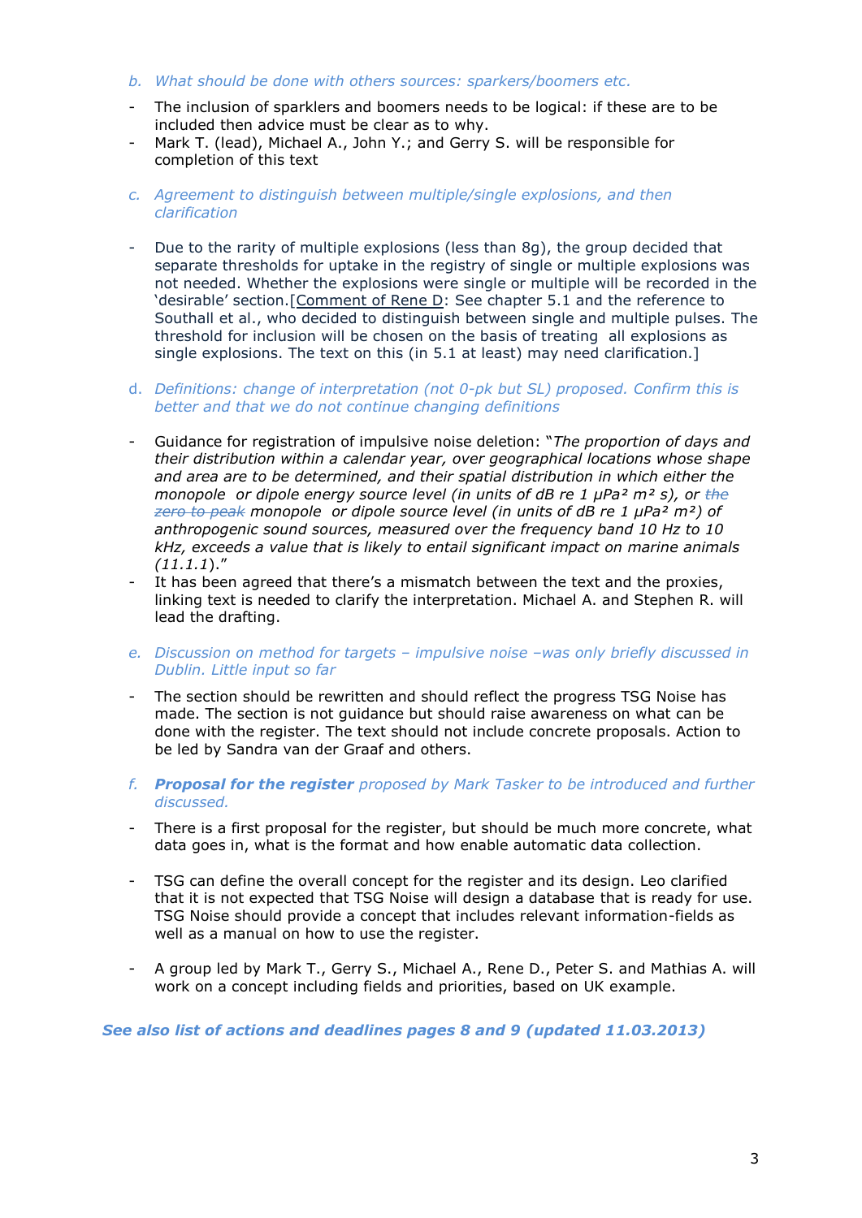*b. What should be done with others sources: sparkers/boomers etc.*

- The inclusion of sparklers and boomers needs to be logical: if these are to be included then advice must be clear as to why.
- Mark T. (lead), Michael A., John Y.; and Gerry S. will be responsible for completion of this text

*c. Agreement to distinguish between multiple/single explosions, and then clarification*

- Due to the rarity of multiple explosions (less than 8g), the group decided that separate thresholds for uptake in the registry of single or multiple explosions was not needed. Whether the explosions were single or multiple will be recorded in the 'desirable' section.[Comment of Rene D: See chapter 5.1 and the reference to Southall et al., who decided to distinguish between single and multiple pulses. The threshold for inclusion will be chosen on the basis of treating all explosions as single explosions. The text on this (in 5.1 at least) may need clarification.]

*d. Definitions: change of interpretation (not 0-pk but SL) proposed. Confirm this is better and that we do not continue changing definitions*

- Guidance for registration of impulsive noise deletion: "*The proportion of days and their distribution within a calendar year, over geographical locations whose shape and area are to be determined, and their spatial distribution in which either the monopole or dipole energy source level (in units of dB re 1 μPa² m² s), or ~~the zero to peak~~ monopole or dipole source level (in units of dB re 1 μPa² m²) of anthropogenic sound sources, measured over the frequency band 10 Hz to 10 kHz, exceeds a value that is likely to entail significant impact on marine animals (11.1.1).*"
- It has been agreed that there's a mismatch between the text and the proxies, linking text is needed to clarify the interpretation. Michael A. and Stephen R. will lead the drafting.

*e. Discussion on method for targets – impulsive noise –was only briefly discussed in Dublin. Little input so far*

- The section should be rewritten and should reflect the progress TSG Noise has made. The section is not guidance but should raise awareness on what can be done with the register. The text should not include concrete proposals. Action to be led by Sandra van der Graaf and others.

*f. **Proposal for the register** proposed by Mark Tasker to be introduced and further discussed.*

- There is a first proposal for the register, but should be much more concrete, what data goes in, what is the format and how enable automatic data collection.

- TSG can define the overall concept for the register and its design. Leo clarified that it is not expected that TSG Noise will design a database that is ready for use. TSG Noise should provide a concept that includes relevant information-fields as well as a manual on how to use the register.

- A group led by Mark T., Gerry S., Michael A., Rene D., Peter S. and Mathias A. will work on a concept including fields and priorities, based on UK example.

***See also list of actions and deadlines pages 8 and 9 (updated 11.03.2013)***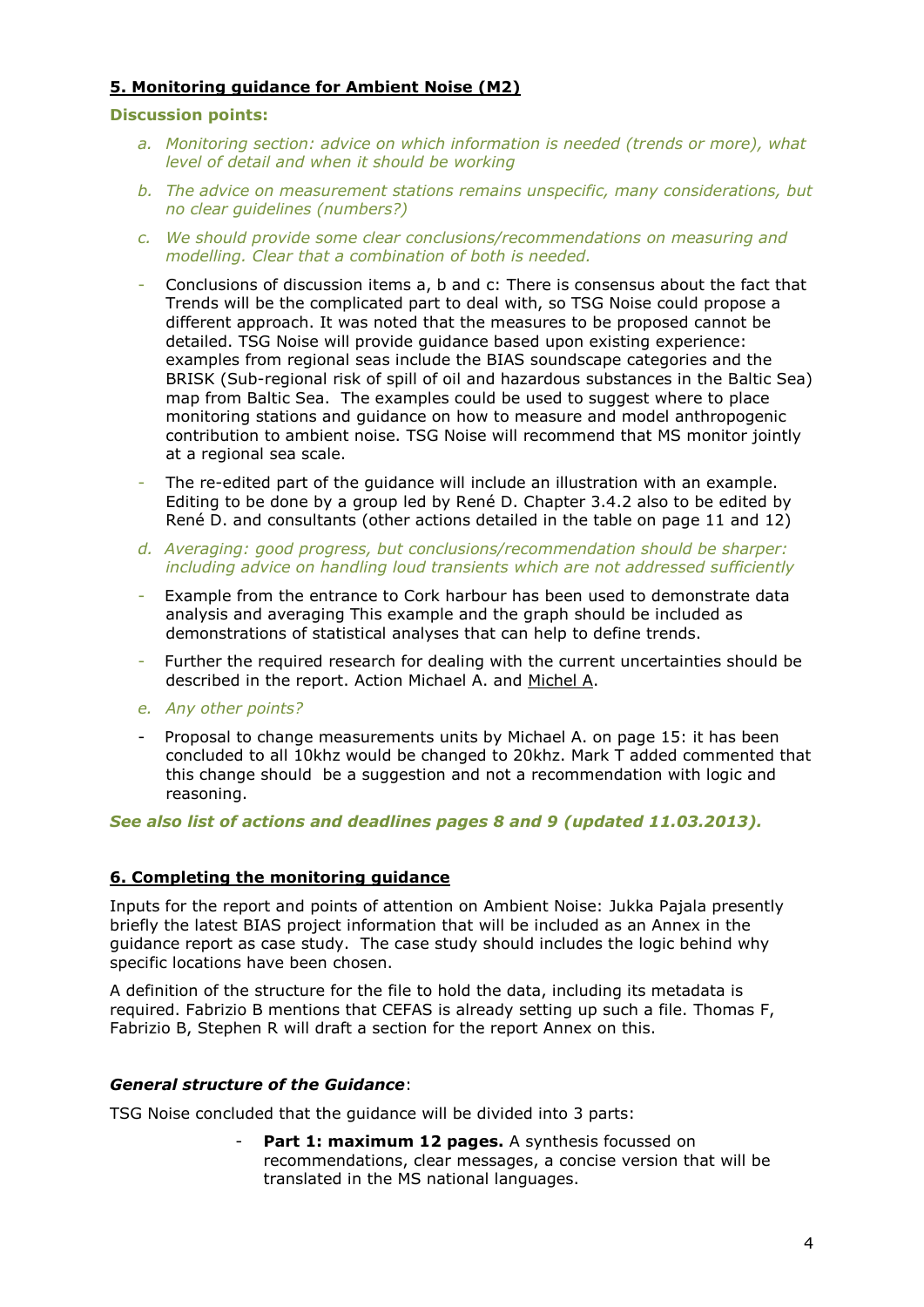## 5. Monitoring guidance for Ambient Noise (M2)

**Discussion points:**

*a. Monitoring section: advice on which information is needed (trends or more), what level of detail and when it should be working*

*b. The advice on measurement stations remains unspecific, many considerations, but no clear guidelines (numbers?)*

*c. We should provide some clear conclusions/recommendations on measuring and modelling. Clear that a combination of both is needed.*

- Conclusions of discussion items a, b and c: There is consensus about the fact that Trends will be the complicated part to deal with, so TSG Noise could propose a different approach. It was noted that the measures to be proposed cannot be detailed. TSG Noise will provide guidance based upon existing experience: examples from regional seas include the BIAS soundscape categories and the BRISK (Sub-regional risk of spill of oil and hazardous substances in the Baltic Sea) map from Baltic Sea. The examples could be used to suggest where to place monitoring stations and guidance on how to measure and model anthropogenic contribution to ambient noise. TSG Noise will recommend that MS monitor jointly at a regional sea scale.
- The re-edited part of the guidance will include an illustration with an example. Editing to be done by a group led by René D. Chapter 3.4.2 also to be edited by René D. and consultants (other actions detailed in the table on page 11 and 12)

*d. Averaging: good progress, but conclusions/recommendation should be sharper: including advice on handling loud transients which are not addressed sufficiently*

- Example from the entrance to Cork harbour has been used to demonstrate data analysis and averaging This example and the graph should be included as demonstrations of statistical analyses that can help to define trends.
- Further the required research for dealing with the current uncertainties should be described in the report. Action Michael A. and Michel A.

*e. Any other points?*

- Proposal to change measurements units by Michael A. on page 15: it has been concluded to all 10khz would be changed to 20khz. Mark T added commented that this change should be a suggestion and not a recommendation with logic and reasoning.

***See also list of actions and deadlines pages 8 and 9 (updated 11.03.2013).***

## 6. Completing the monitoring guidance

Inputs for the report and points of attention on Ambient Noise: Jukka Pajala presently briefly the latest BIAS project information that will be included as an Annex in the guidance report as case study. The case study should includes the logic behind why specific locations have been chosen.

A definition of the structure for the file to hold the data, including its metadata is required. Fabrizio B mentions that CEFAS is already setting up such a file. Thomas F, Fabrizio B, Stephen R will draft a section for the report Annex on this.

### *General structure of the Guidance*:

TSG Noise concluded that the guidance will be divided into 3 parts:

- **Part 1: maximum 12 pages.** A synthesis focussed on recommendations, clear messages, a concise version that will be translated in the MS national languages.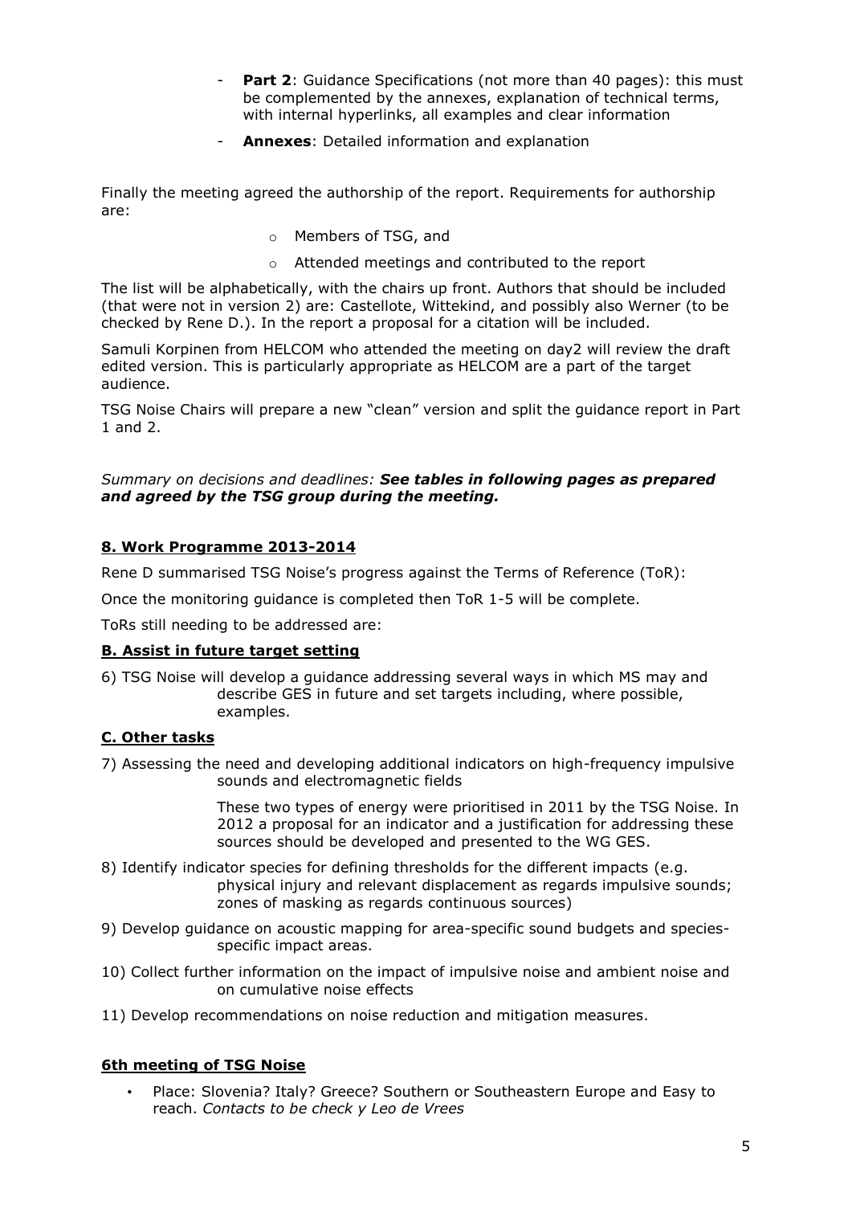- **Part 2**: Guidance Specifications (not more than 40 pages): this must be complemented by the annexes, explanation of technical terms, with internal hyperlinks, all examples and clear information
- **Annexes**: Detailed information and explanation

Finally the meeting agreed the authorship of the report. Requirements for authorship are:

- Members of TSG, and
- Attended meetings and contributed to the report

The list will be alphabetically, with the chairs up front. Authors that should be included (that were not in version 2) are: Castellote, Wittekind, and possibly also Werner (to be checked by Rene D.). In the report a proposal for a citation will be included.

Samuli Korpinen from HELCOM who attended the meeting on day2 will review the draft edited version. This is particularly appropriate as HELCOM are a part of the target audience.

TSG Noise Chairs will prepare a new "clean" version and split the guidance report in Part 1 and 2.

*Summary on decisions and deadlines:* ***See tables in following pages as prepared and agreed by the TSG group during the meeting.***

## 8. Work Programme 2013-2014

Rene D summarised TSG Noise's progress against the Terms of Reference (ToR):

Once the monitoring guidance is completed then ToR 1-5 will be complete.

ToRs still needing to be addressed are:

### B. Assist in future target setting

6) TSG Noise will develop a guidance addressing several ways in which MS may and describe GES in future and set targets including, where possible, examples.

### C. Other tasks

7) Assessing the need and developing additional indicators on high-frequency impulsive sounds and electromagnetic fields

These two types of energy were prioritised in 2011 by the TSG Noise. In 2012 a proposal for an indicator and a justification for addressing these sources should be developed and presented to the WG GES.

8) Identify indicator species for defining thresholds for the different impacts (e.g. physical injury and relevant displacement as regards impulsive sounds; zones of masking as regards continuous sources)

9) Develop guidance on acoustic mapping for area-specific sound budgets and species-specific impact areas.

10) Collect further information on the impact of impulsive noise and ambient noise and on cumulative noise effects

11) Develop recommendations on noise reduction and mitigation measures.

## 6th meeting of TSG Noise

- Place: Slovenia? Italy? Greece? Southern or Southeastern Europe and Easy to reach. *Contacts to be check y Leo de Vrees*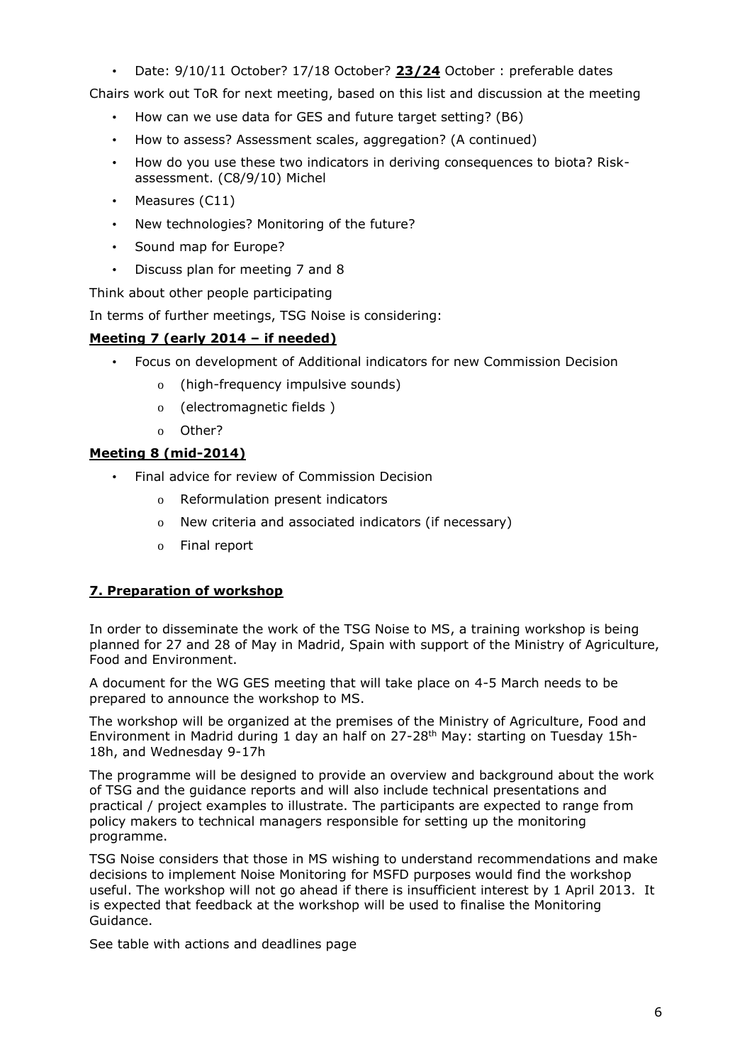- Date: 9/10/11 October? 17/18 October? **23/24** October : preferable dates

Chairs work out ToR for next meeting, based on this list and discussion at the meeting

- How can we use data for GES and future target setting? (B6)
- How to assess? Assessment scales, aggregation? (A continued)
- How do you use these two indicators in deriving consequences to biota? Risk-assessment. (C8/9/10) Michel
- Measures (C11)
- New technologies? Monitoring of the future?
- Sound map for Europe?
- Discuss plan for meeting 7 and 8

Think about other people participating

In terms of further meetings, TSG Noise is considering:

**Meeting 7 (early 2014 – if needed)**

- Focus on development of Additional indicators for new Commission Decision
  - (high-frequency impulsive sounds)
  - (electromagnetic fields )
  - Other?

**Meeting 8 (mid-2014)**

- Final advice for review of Commission Decision
  - Reformulation present indicators
  - New criteria and associated indicators (if necessary)
  - Final report

## 7. Preparation of workshop

In order to disseminate the work of the TSG Noise to MS, a training workshop is being planned for 27 and 28 of May in Madrid, Spain with support of the Ministry of Agriculture, Food and Environment.

A document for the WG GES meeting that will take place on 4-5 March needs to be prepared to announce the workshop to MS.

The workshop will be organized at the premises of the Ministry of Agriculture, Food and Environment in Madrid during 1 day an half on 27-28th May: starting on Tuesday 15h-18h, and Wednesday 9-17h

The programme will be designed to provide an overview and background about the work of TSG and the guidance reports and will also include technical presentations and practical / project examples to illustrate. The participants are expected to range from policy makers to technical managers responsible for setting up the monitoring programme.

TSG Noise considers that those in MS wishing to understand recommendations and make decisions to implement Noise Monitoring for MSFD purposes would find the workshop useful. The workshop will not go ahead if there is insufficient interest by 1 April 2013. It is expected that feedback at the workshop will be used to finalise the Monitoring Guidance.

See table with actions and deadlines page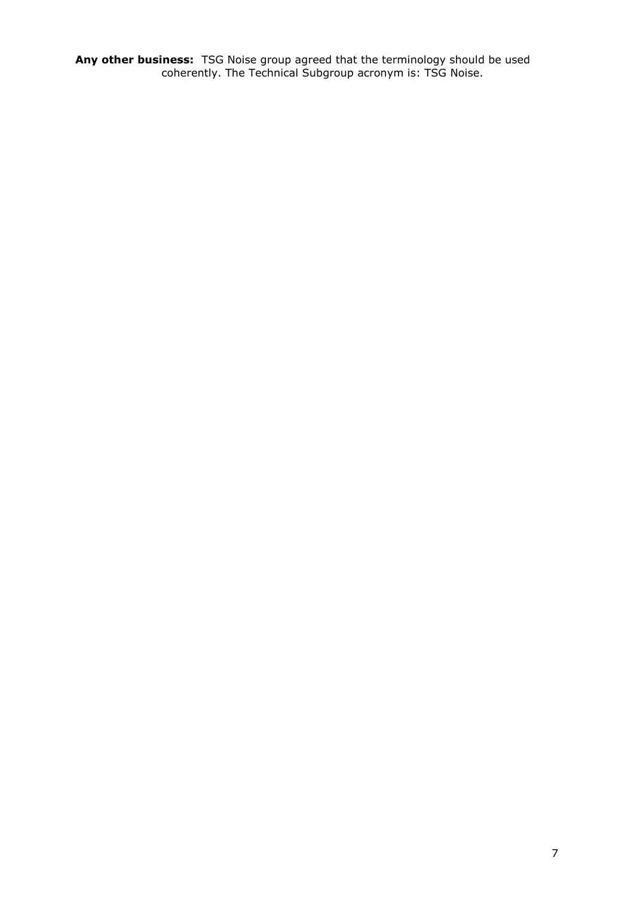**Any other business:** TSG Noise group agreed that the terminology should be used coherently. The Technical Subgroup acronym is: TSG Noise.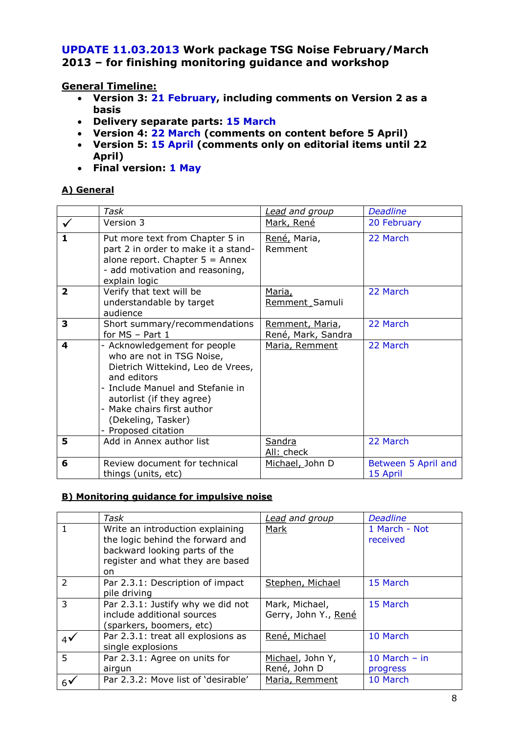**UPDATE 11.03.2013 Work package TSG Noise February/March 2013 – for finishing monitoring guidance and workshop**

**General Timeline:**

- **Version 3: 21 February, including comments on Version 2 as a basis**
- **Delivery separate parts: 15 March**
- **Version 4: 22 March (comments on content before 5 April)**
- **Version 5: 15 April (comments only on editorial items until 22 April)**
- **Final version: 1 May**

**A) General**

| | *Task* | *Lead and group* | *Deadline* |
|---|---|---|---|
| ✓ | Version 3 | Mark, René | 20 February |
| **1** | Put more text from Chapter 5 in part 2 in order to make it a stand-alone report. Chapter 5 = Annex<br>- add motivation and reasoning, explain logic | René, Maria, Remment | 22 March |
| **2** | Verify that text will be understandable by target audience | Maria, Remment, Samuli | 22 March |
| **3** | Short summary/recommendations for MS – Part 1 | Remment, Maria, René, Mark, Sandra | 22 March |
| **4** | - Acknowledgement for people who are not in TSG Noise, Dietrich Wittekind, Leo de Vrees, and editors<br>- Include Manuel and Stefanie in autorlist (if they agree)<br>- Make chairs first author (Dekeling, Tasker)<br>- Proposed citation | Maria, Remment | 22 March |
| **5** | Add in Annex author list | Sandra<br>All: check | 22 March |
| **6** | Review document for technical things (units, etc) | Michael, John D | Between 5 April and 15 April |

**B) Monitoring guidance for impulsive noise**

| | *Task* | *Lead and group* | *Deadline* |
|---|---|---|---|
| 1 | Write an introduction explaining the logic behind the forward and backward looking parts of the register and what they are based on | Mark | 1 March - Not received |
| 2 | Par 2.3.1: Description of impact pile driving | Stephen, Michael | 15 March |
| 3 | Par 2.3.1: Justify why we did not include additional sources (sparkers, boomers, etc) | Mark, Michael, Gerry, John Y., René | 15 March |
| 4✓ | Par 2.3.1: treat all explosions as single explosions | René, Michael | 10 March |
| 5 | Par 2.3.1: Agree on units for airgun | Michael, John Y, René, John D | 10 March – in progress |
| 6✓ | Par 2.3.2: Move list of 'desirable' | Maria, Remment | 10 March |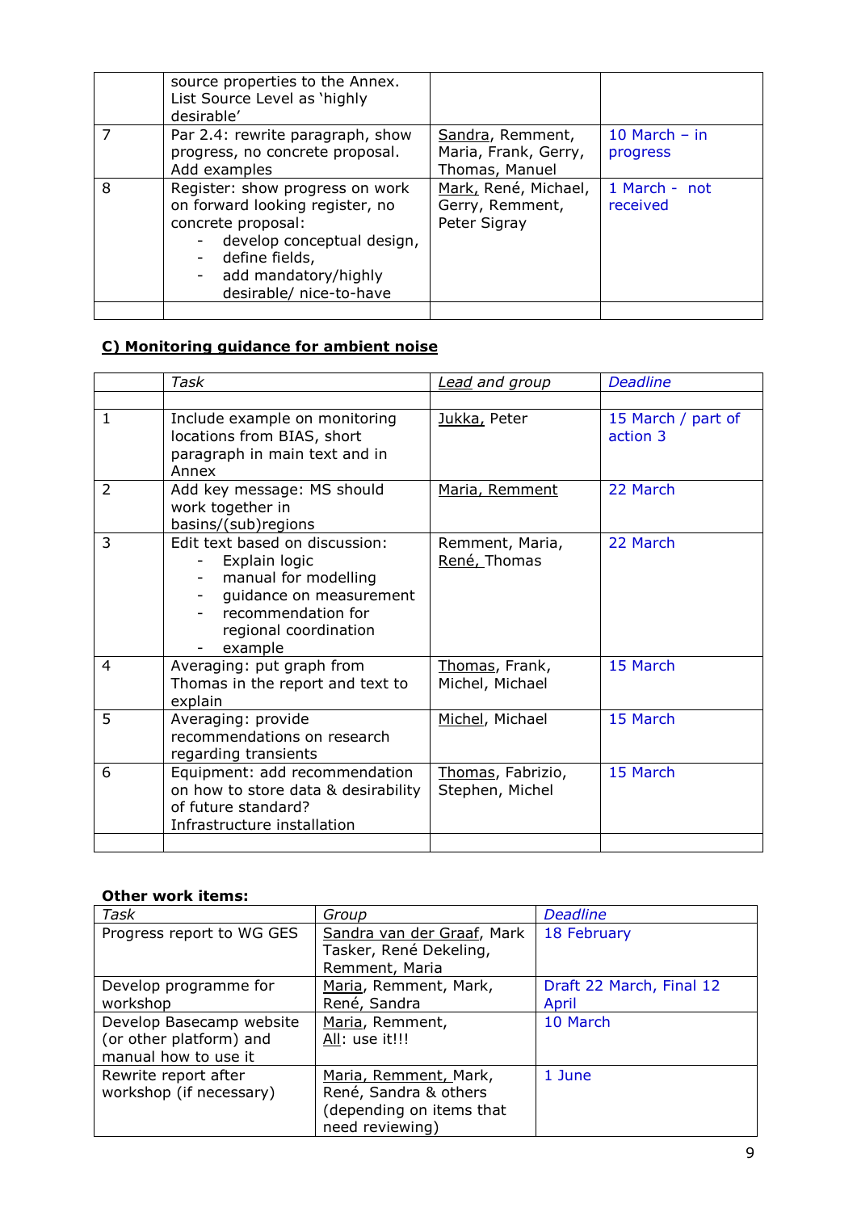| | | | |
|---|---|---|---|
| | source properties to the Annex. List Source Level as 'highly desirable' | | |
| 7 | Par 2.4: rewrite paragraph, show progress, no concrete proposal. Add examples | Sandra, Remment, Maria, Frank, Gerry, Thomas, Manuel | 10 March – in progress |
| 8 | Register: show progress on work on forward looking register, no concrete proposal:<br>- develop conceptual design,<br>- define fields,<br>- add mandatory/highly desirable/ nice-to-have | Mark, René, Michael, Gerry, Remment, Peter Sigray | 1 March - not received |
| | | | |

## C) Monitoring guidance for ambient noise

| | *Task* | *Lead and group* | *Deadline* |
|---|---|---|---|
| | | | |
| 1 | Include example on monitoring locations from BIAS, short paragraph in main text and in Annex | Jukka, Peter | 15 March / part of action 3 |
| 2 | Add key message: MS should work together in basins/(sub)regions | Maria, Remment | 22 March |
| 3 | Edit text based on discussion:<br>- Explain logic<br>- manual for modelling<br>- guidance on measurement<br>- recommendation for regional coordination<br>- example | Remment, Maria, René, Thomas | 22 March |
| 4 | Averaging: put graph from Thomas in the report and text to explain | Thomas, Frank, Michel, Michael | 15 March |
| 5 | Averaging: provide recommendations on research regarding transients | Michel, Michael | 15 March |
| 6 | Equipment: add recommendation on how to store data & desirability of future standard?<br>Infrastructure installation | Thomas, Fabrizio, Stephen, Michel | 15 March |
| | | | |

**Other work items:**

| *Task* | *Group* | *Deadline* |
|---|---|---|
| Progress report to WG GES | Sandra van der Graaf, Mark Tasker, René Dekeling, Remment, Maria | 18 February |
| Develop programme for workshop | Maria, Remment, Mark, René, Sandra | Draft 22 March, Final 12 April |
| Develop Basecamp website (or other platform) and manual how to use it | Maria, Remment,<br>All: use it!!! | 10 March |
| Rewrite report after workshop (if necessary) | Maria, Remment, Mark, René, Sandra & others (depending on items that need reviewing) | 1 June |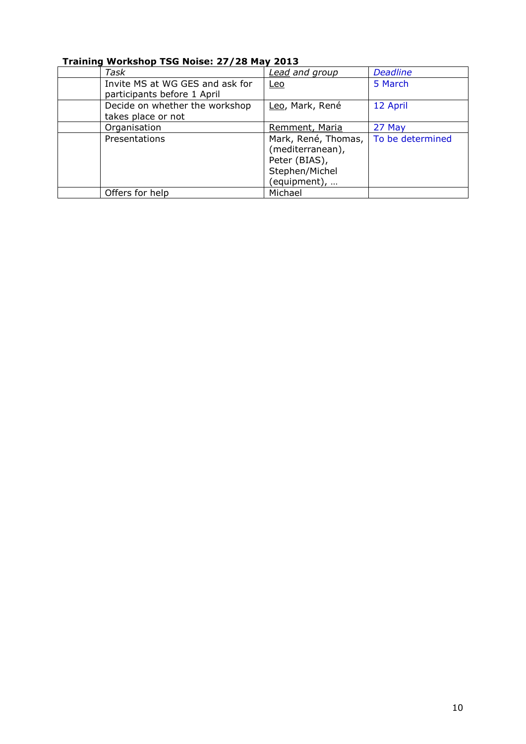**Training Workshop TSG Noise: 27/28 May 2013**

| | *Task* | *Lead and group* | *Deadline* |
|---|---|---|---|
| | Invite MS at WG GES and ask for participants before 1 April | Leo | 5 March |
| | Decide on whether the workshop takes place or not | Leo, Mark, René | 12 April |
| | Organisation | Remment, Maria | 27 May |
| | Presentations | Mark, René, Thomas, (mediterranean), Peter (BIAS), Stephen/Michel (equipment), … | To be determined |
| | Offers for help | Michael | |